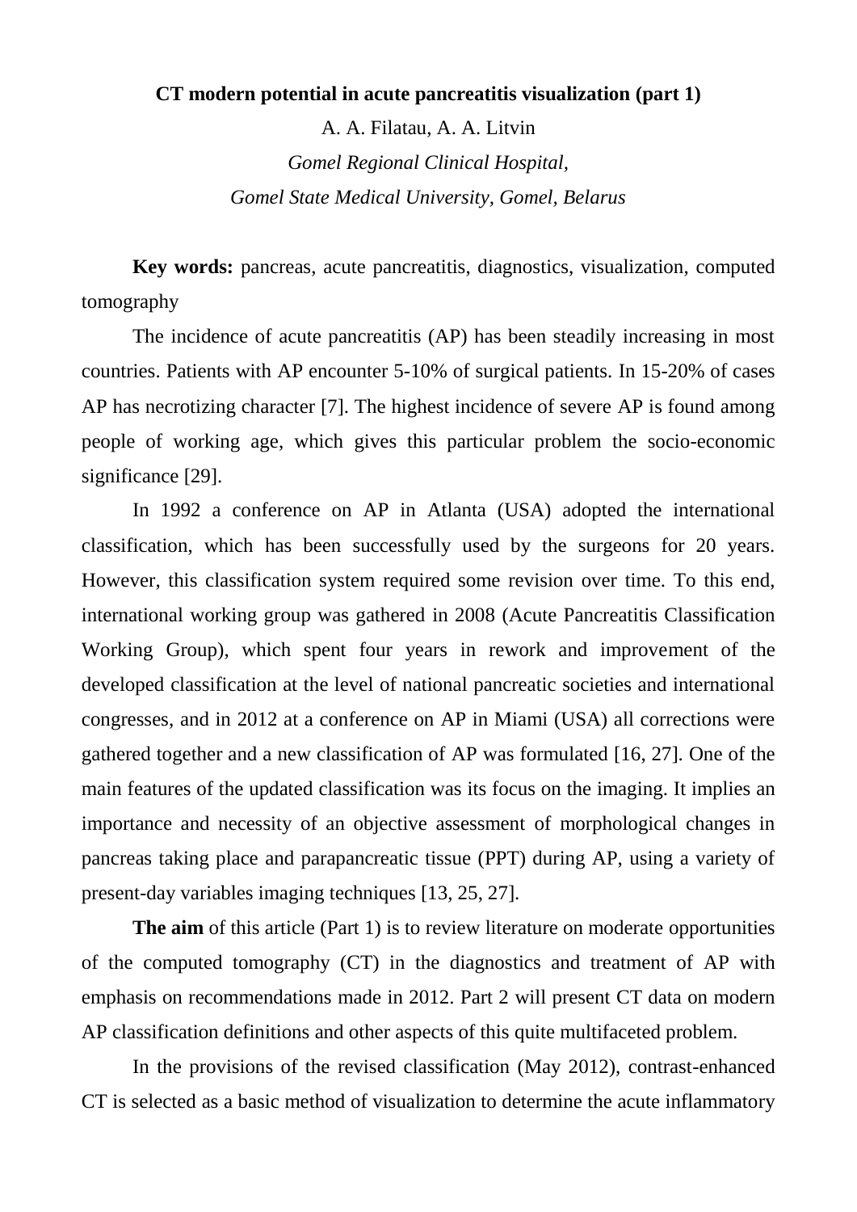# CT modern potential in acute pancreatitis visualization (part 1)

A. A. Filatau, A. A. Litvin

*Gomel Regional Clinical Hospital,*

*Gomel State Medical University, Gomel, Belarus*

**Key words:** pancreas, acute pancreatitis, diagnostics, visualization, computed tomography

The incidence of acute pancreatitis (AP) has been steadily increasing in most countries. Patients with AP encounter 5-10% of surgical patients. In 15-20% of cases AP has necrotizing character [7]. The highest incidence of severe AP is found among people of working age, which gives this particular problem the socio-economic significance [29].

In 1992 a conference on AP in Atlanta (USA) adopted the international classification, which has been successfully used by the surgeons for 20 years. However, this classification system required some revision over time. To this end, international working group was gathered in 2008 (Acute Pancreatitis Classification Working Group), which spent four years in rework and improvement of the developed classification at the level of national pancreatic societies and international congresses, and in 2012 at a conference on AP in Miami (USA) all corrections were gathered together and a new classification of AP was formulated [16, 27]. One of the main features of the updated classification was its focus on the imaging. It implies an importance and necessity of an objective assessment of morphological changes in pancreas taking place and parapancreatic tissue (PPT) during AP, using a variety of present-day variables imaging techniques [13, 25, 27].

**The aim** of this article (Part 1) is to review literature on moderate opportunities of the computed tomography (CT) in the diagnostics and treatment of AP with emphasis on recommendations made in 2012. Part 2 will present CT data on modern AP classification definitions and other aspects of this quite multifaceted problem.

In the provisions of the revised classification (May 2012), contrast-enhanced CT is selected as a basic method of visualization to determine the acute inflammatory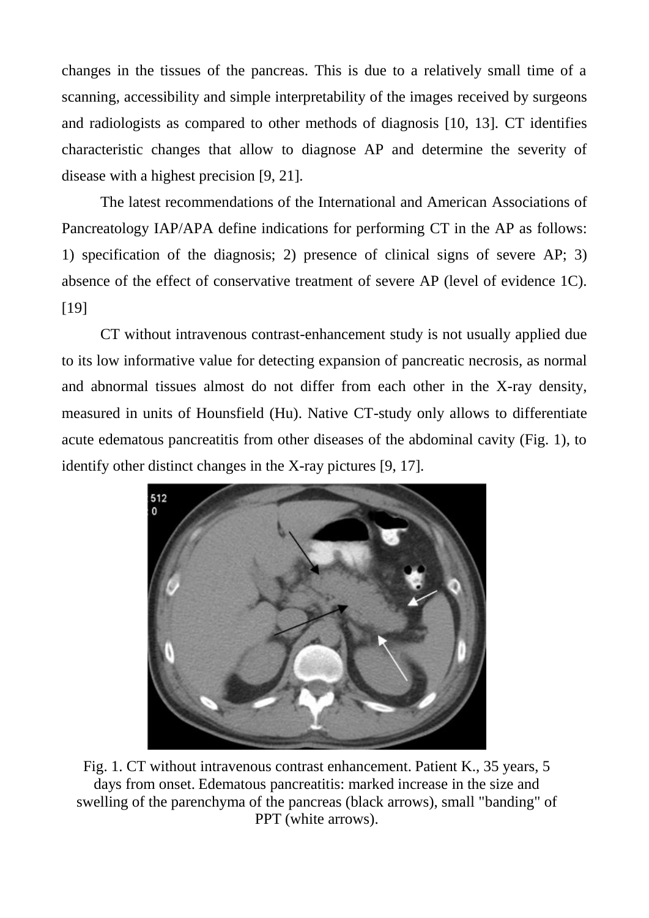changes in the tissues of the pancreas. This is due to a relatively small time of a scanning, accessibility and simple interpretability of the images received by surgeons and radiologists as compared to other methods of diagnosis [10, 13]. CT identifies characteristic changes that allow to diagnose AP and determine the severity of disease with a highest precision [9, 21].

The latest recommendations of the International and American Associations of Pancreatology IAP/APA define indications for performing CT in the AP as follows: 1) specification of the diagnosis; 2) presence of clinical signs of severe AP; 3) absence of the effect of conservative treatment of severe AP (level of evidence 1C). [19]

CT without intravenous contrast-enhancement study is not usually applied due to its low informative value for detecting expansion of pancreatic necrosis, as normal and abnormal tissues almost do not differ from each other in the X-ray density, measured in units of Hounsfield (Hu). Native CT-study only allows to differentiate acute edematous pancreatitis from other diseases of the abdominal cavity (Fig. 1), to identify other distinct changes in the X-ray pictures [9, 17].

Fig. 1. CT without intravenous contrast enhancement. Patient K., 35 years, 5 days from onset. Edematous pancreatitis: marked increase in the size and swelling of the parenchyma of the pancreas (black arrows), small "banding" of PPT (white arrows).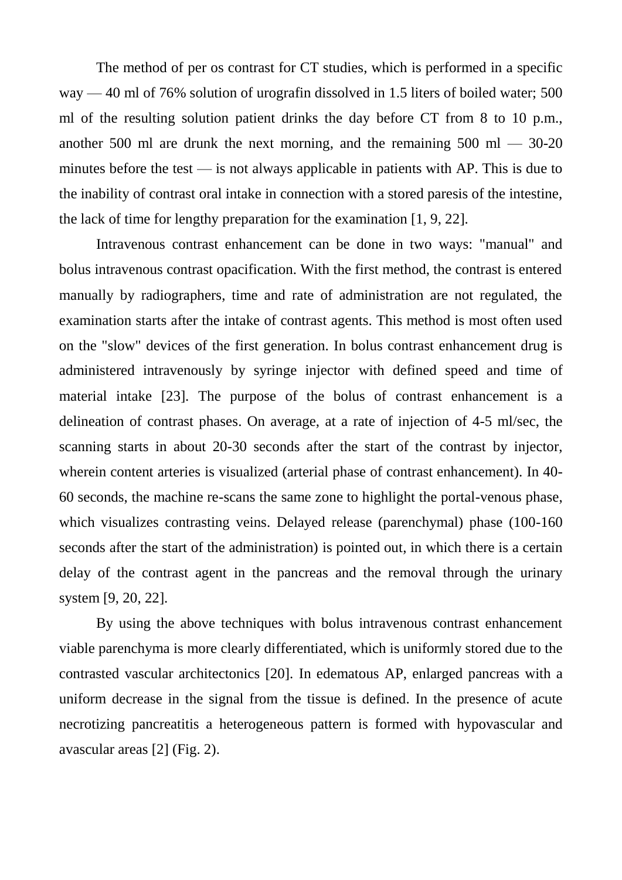The method of per os contrast for CT studies, which is performed in a specific way — 40 ml of 76% solution of urografin dissolved in 1.5 liters of boiled water; 500 ml of the resulting solution patient drinks the day before CT from 8 to 10 p.m., another 500 ml are drunk the next morning, and the remaining 500 ml — 30-20 minutes before the test — is not always applicable in patients with AP. This is due to the inability of contrast oral intake in connection with a stored paresis of the intestine, the lack of time for lengthy preparation for the examination [1, 9, 22].

Intravenous contrast enhancement can be done in two ways: "manual" and bolus intravenous contrast opacification. With the first method, the contrast is entered manually by radiographers, time and rate of administration are not regulated, the examination starts after the intake of contrast agents. This method is most often used on the "slow" devices of the first generation. In bolus contrast enhancement drug is administered intravenously by syringe injector with defined speed and time of material intake [23]. The purpose of the bolus of contrast enhancement is a delineation of contrast phases. On average, at a rate of injection of 4-5 ml/sec, the scanning starts in about 20-30 seconds after the start of the contrast by injector, wherein content arteries is visualized (arterial phase of contrast enhancement). In 40-60 seconds, the machine re-scans the same zone to highlight the portal-venous phase, which visualizes contrasting veins. Delayed release (parenchymal) phase (100-160 seconds after the start of the administration) is pointed out, in which there is a certain delay of the contrast agent in the pancreas and the removal through the urinary system [9, 20, 22].

By using the above techniques with bolus intravenous contrast enhancement viable parenchyma is more clearly differentiated, which is uniformly stored due to the contrasted vascular architectonics [20]. In edematous AP, enlarged pancreas with a uniform decrease in the signal from the tissue is defined. In the presence of acute necrotizing pancreatitis a heterogeneous pattern is formed with hypovascular and avascular areas [2] (Fig. 2).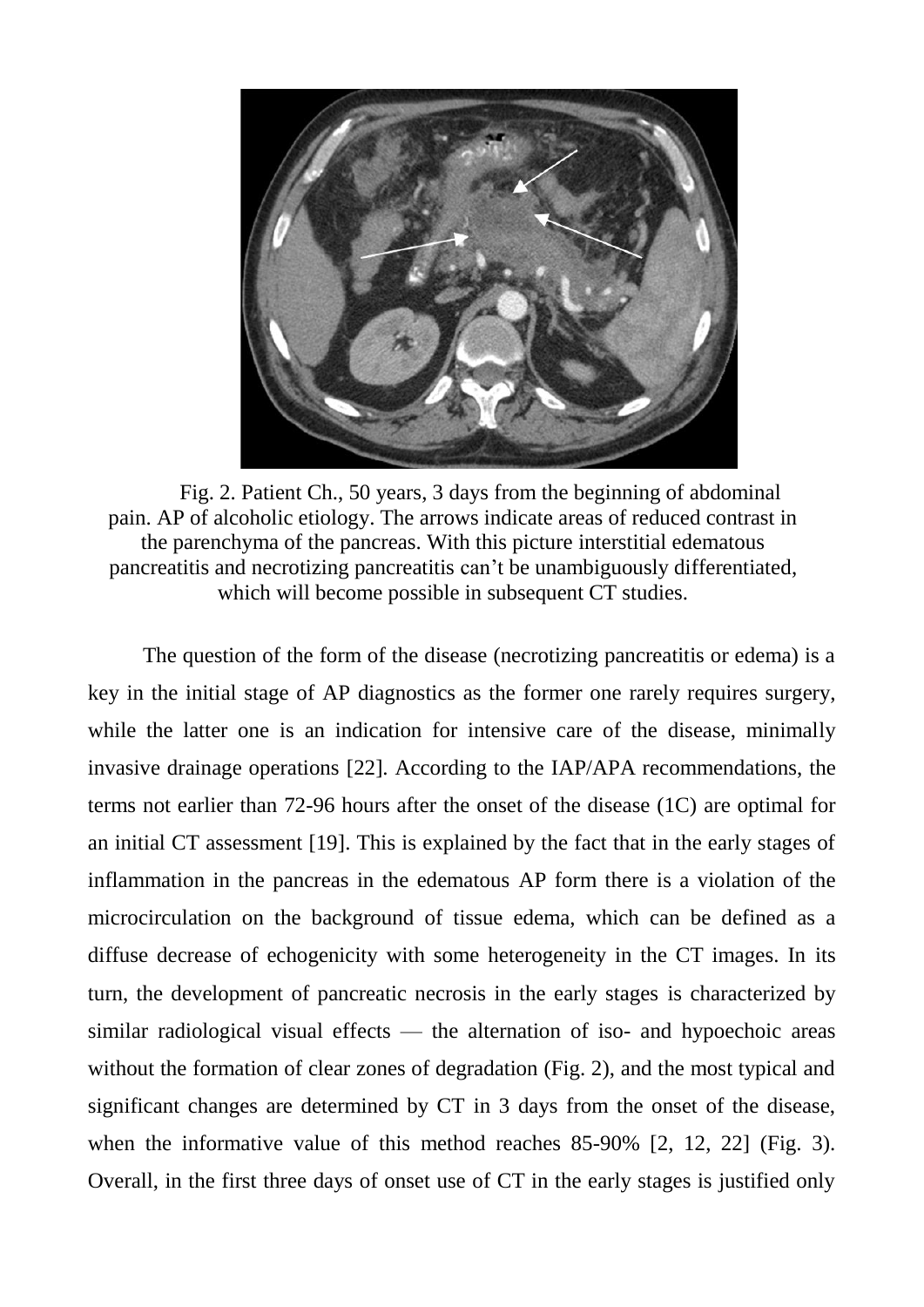Fig. 2. Patient Ch., 50 years, 3 days from the beginning of abdominal pain. AP of alcoholic etiology. The arrows indicate areas of reduced contrast in the parenchyma of the pancreas. With this picture interstitial edematous pancreatitis and necrotizing pancreatitis can't be unambiguously differentiated, which will become possible in subsequent CT studies.

The question of the form of the disease (necrotizing pancreatitis or edema) is a key in the initial stage of AP diagnostics as the former one rarely requires surgery, while the latter one is an indication for intensive care of the disease, minimally invasive drainage operations [22]. According to the IAP/APA recommendations, the terms not earlier than 72-96 hours after the onset of the disease (1C) are optimal for an initial CT assessment [19]. This is explained by the fact that in the early stages of inflammation in the pancreas in the edematous AP form there is a violation of the microcirculation on the background of tissue edema, which can be defined as a diffuse decrease of echogenicity with some heterogeneity in the CT images. In its turn, the development of pancreatic necrosis in the early stages is characterized by similar radiological visual effects — the alternation of iso- and hypoechoic areas without the formation of clear zones of degradation (Fig. 2), and the most typical and significant changes are determined by CT in 3 days from the onset of the disease, when the informative value of this method reaches 85-90% [2, 12, 22] (Fig. 3). Overall, in the first three days of onset use of CT in the early stages is justified only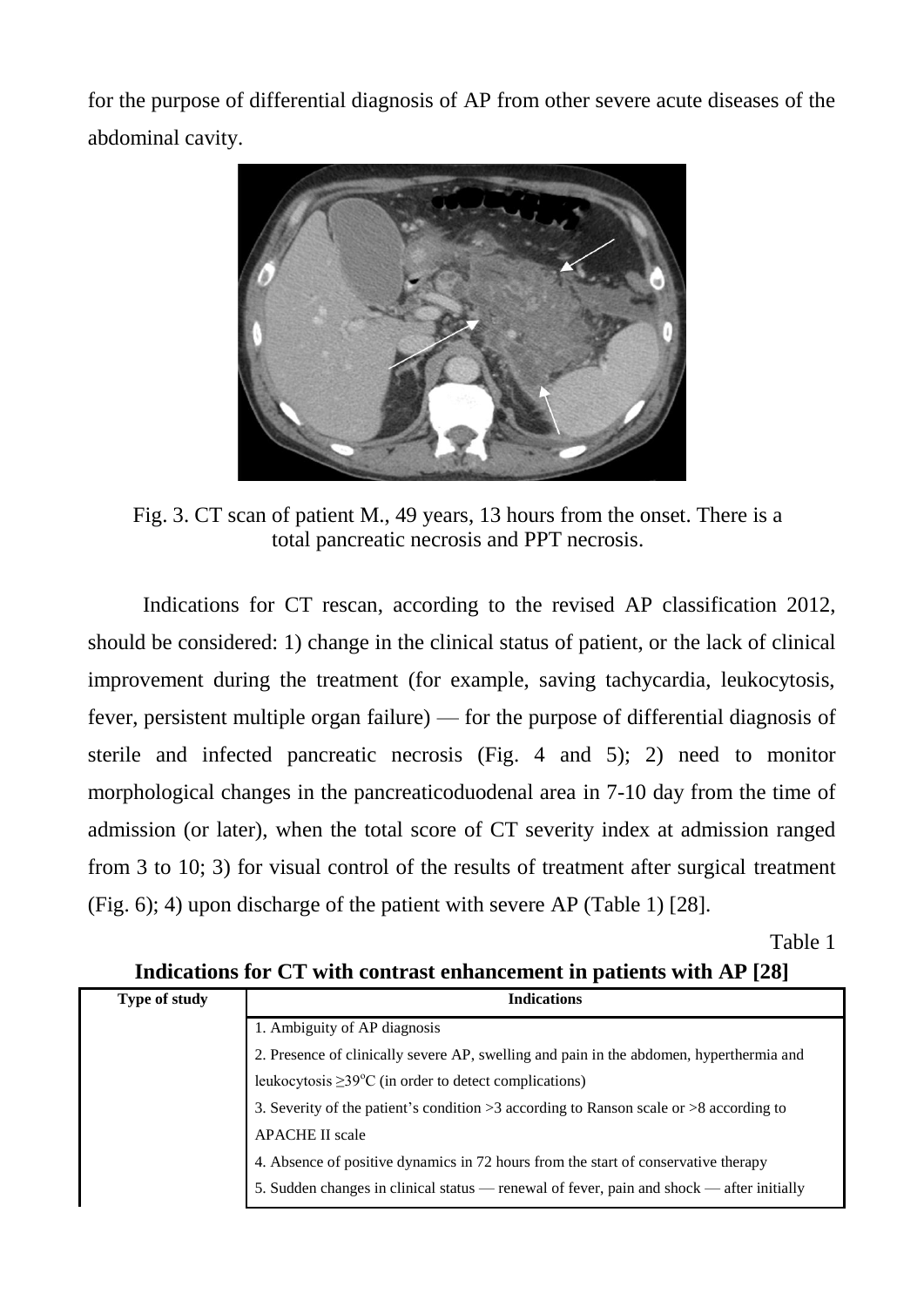for the purpose of differential diagnosis of AP from other severe acute diseases of the abdominal cavity.

Fig. 3. CT scan of patient M., 49 years, 13 hours from the onset. There is a total pancreatic necrosis and PPT necrosis.

Indications for CT rescan, according to the revised AP classification 2012, should be considered: 1) change in the clinical status of patient, or the lack of clinical improvement during the treatment (for example, saving tachycardia, leukocytosis, fever, persistent multiple organ failure) — for the purpose of differential diagnosis of sterile and infected pancreatic necrosis (Fig. 4 and 5); 2) need to monitor morphological changes in the pancreaticoduodenal area in 7-10 day from the time of admission (or later), when the total score of CT severity index at admission ranged from 3 to 10; 3) for visual control of the results of treatment after surgical treatment (Fig. 6); 4) upon discharge of the patient with severe AP (Table 1) [28].

Table 1

**Indications for CT with contrast enhancement in patients with AP [28]**

| Type of study | Indications |
|---|---|
| | 1. Ambiguity of AP diagnosis |
| | 2. Presence of clinically severe AP, swelling and pain in the abdomen, hyperthermia and leukocytosis ≥39°C (in order to detect complications) |
| | 3. Severity of the patient's condition >3 according to Ranson scale or >8 according to APACHE II scale |
| | 4. Absence of positive dynamics in 72 hours from the start of conservative therapy |
| | 5. Sudden changes in clinical status — renewal of fever, pain and shock — after initially |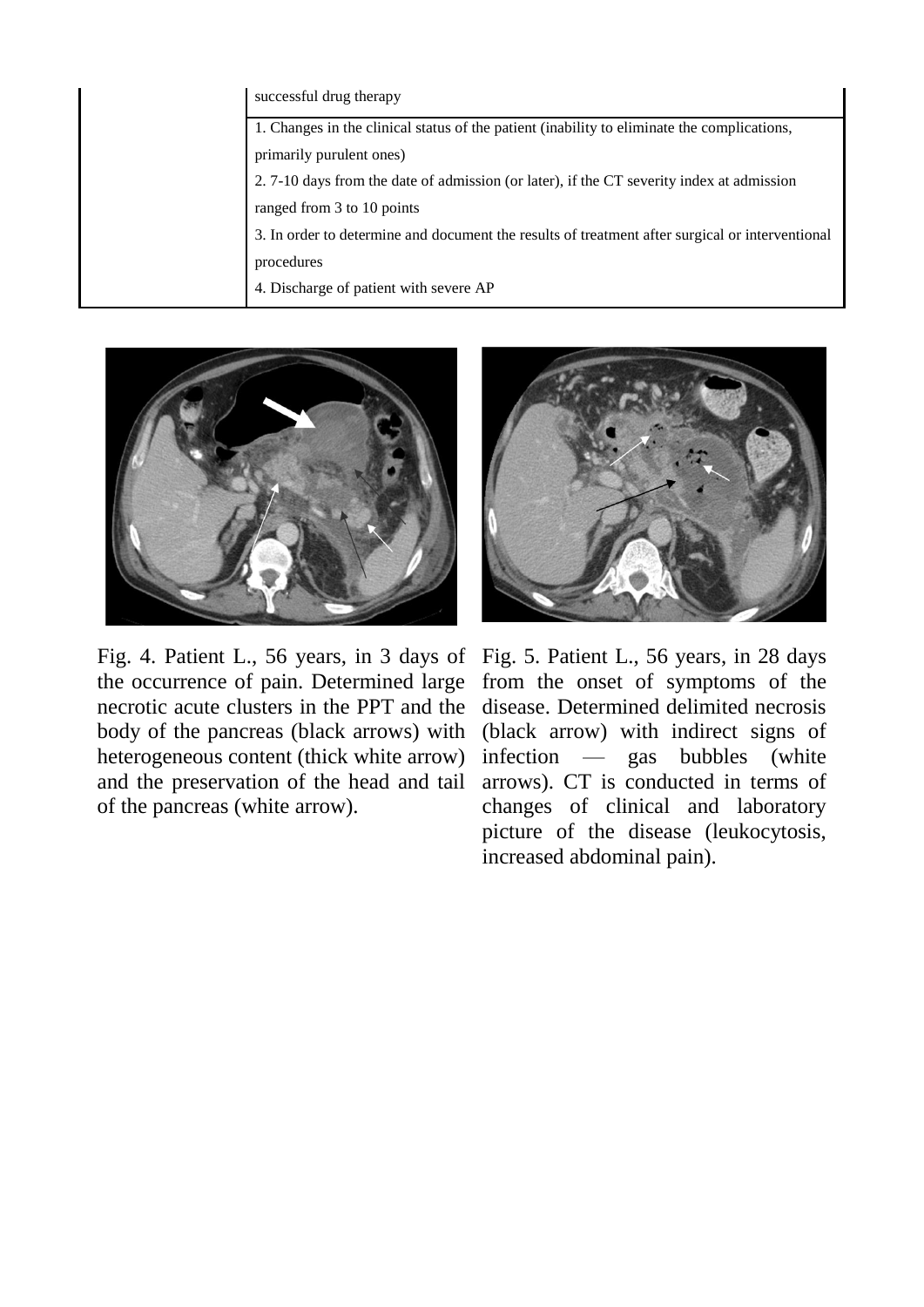|  | successful drug therapy |
| --- | --- |
|  | 1. Changes in the clinical status of the patient (inability to eliminate the complications, primarily purulent ones)<br>2. 7-10 days from the date of admission (or later), if the CT severity index at admission ranged from 3 to 10 points<br>3. In order to determine and document the results of treatment after surgical or interventional procedures<br>4. Discharge of patient with severe AP |

Fig. 4. Patient L., 56 years, in 3 days of the occurrence of pain. Determined large necrotic acute clusters in the PPT and the body of the pancreas (black arrows) with heterogeneous content (thick white arrow) and the preservation of the head and tail of the pancreas (white arrow).

Fig. 5. Patient L., 56 years, in 28 days from the onset of symptoms of the disease. Determined delimited necrosis (black arrow) with indirect signs of infection — gas bubbles (white arrows). CT is conducted in terms of changes of clinical and laboratory picture of the disease (leukocytosis, increased abdominal pain).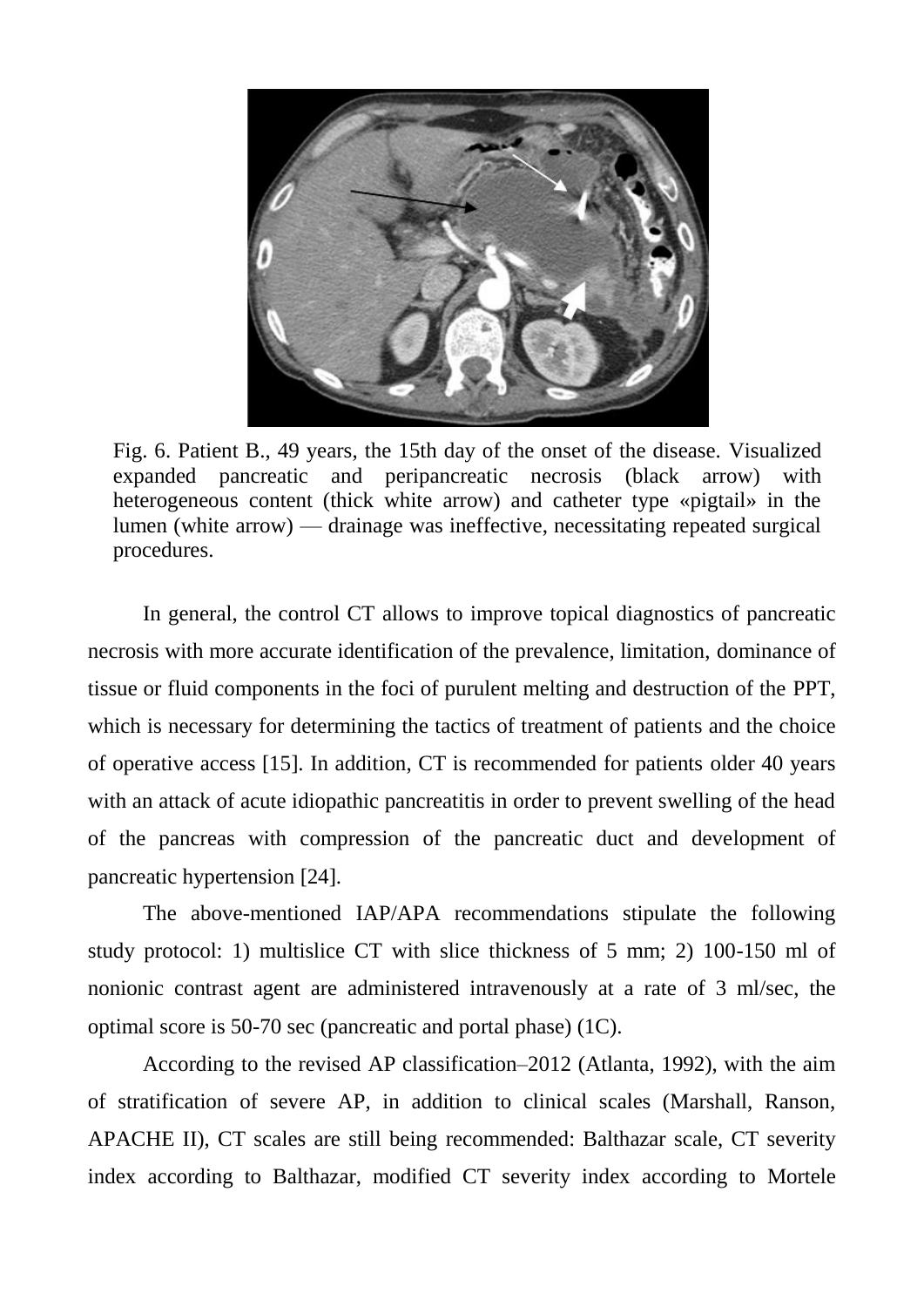Fig. 6. Patient B., 49 years, the 15th day of the onset of the disease. Visualized expanded pancreatic and peripancreatic necrosis (black arrow) with heterogeneous content (thick white arrow) and catheter type «pigtail» in the lumen (white arrow) — drainage was ineffective, necessitating repeated surgical procedures.

In general, the control CT allows to improve topical diagnostics of pancreatic necrosis with more accurate identification of the prevalence, limitation, dominance of tissue or fluid components in the foci of purulent melting and destruction of the PPT, which is necessary for determining the tactics of treatment of patients and the choice of operative access [15]. In addition, CT is recommended for patients older 40 years with an attack of acute idiopathic pancreatitis in order to prevent swelling of the head of the pancreas with compression of the pancreatic duct and development of pancreatic hypertension [24].

The above-mentioned IAP/APA recommendations stipulate the following study protocol: 1) multislice CT with slice thickness of 5 mm; 2) 100-150 ml of nonionic contrast agent are administered intravenously at a rate of 3 ml/sec, the optimal score is 50-70 sec (pancreatic and portal phase) (1C).

According to the revised AP classification–2012 (Atlanta, 1992), with the aim of stratification of severe AP, in addition to clinical scales (Marshall, Ranson, APACHE II), CT scales are still being recommended: Balthazar scale, CT severity index according to Balthazar, modified CT severity index according to Mortele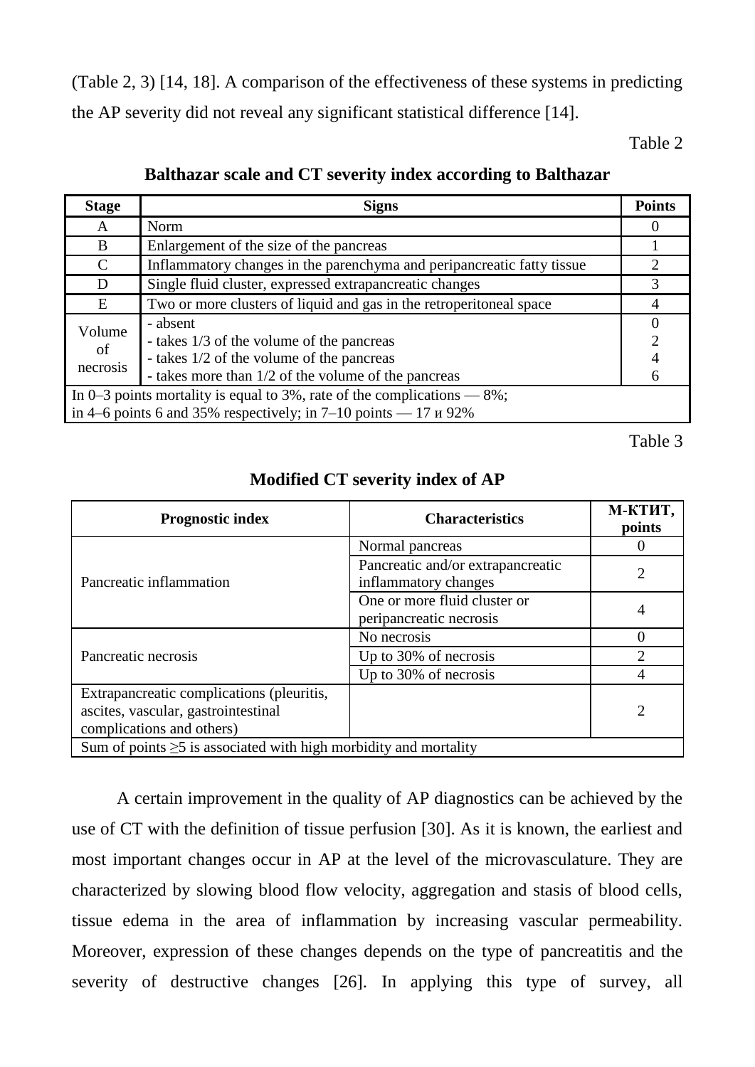(Table 2, 3) [14, 18]. A comparison of the effectiveness of these systems in predicting the AP severity did not reveal any significant statistical difference [14].

Table 2

**Balthazar scale and CT severity index according to Balthazar**

| Stage | Signs | Points |
|---|---|---|
| A | Norm | 0 |
| B | Enlargement of the size of the pancreas | 1 |
| C | Inflammatory changes in the parenchyma and peripancreatic fatty tissue | 2 |
| D | Single fluid cluster, expressed extrapancreatic changes | 3 |
| E | Two or more clusters of liquid and gas in the retroperitoneal space | 4 |
| Volume of necrosis | - absent<br>- takes 1/3 of the volume of the pancreas<br>- takes 1/2 of the volume of the pancreas<br>- takes more than 1/2 of the volume of the pancreas | 0<br>2<br>4<br>6 |
| In 0–3 points mortality is equal to 3%, rate of the complications — 8%; in 4–6 points 6 and 35% respectively; in 7–10 points — 17 и 92% | | |

Table 3

**Modified CT severity index of AP**

| Prognostic index | Characteristics | М-КТИТ, points |
|---|---|---|
| Pancreatic inflammation | Normal pancreas | 0 |
| | Pancreatic and/or extrapancreatic inflammatory changes | 2 |
| | One or more fluid cluster or peripancreatic necrosis | 4 |
| Pancreatic necrosis | No necrosis | 0 |
| | Up to 30% of necrosis | 2 |
| | Up to 30% of necrosis | 4 |
| Extrapancreatic complications (pleuritis, ascites, vascular, gastrointestinal complications and others) | | 2 |
| Sum of points ≥5 is associated with high morbidity and mortality | | |

A certain improvement in the quality of AP diagnostics can be achieved by the use of CT with the definition of tissue perfusion [30]. As it is known, the earliest and most important changes occur in AP at the level of the microvasculature. They are characterized by slowing blood flow velocity, aggregation and stasis of blood cells, tissue edema in the area of inflammation by increasing vascular permeability. Moreover, expression of these changes depends on the type of pancreatitis and the severity of destructive changes [26]. In applying this type of survey, all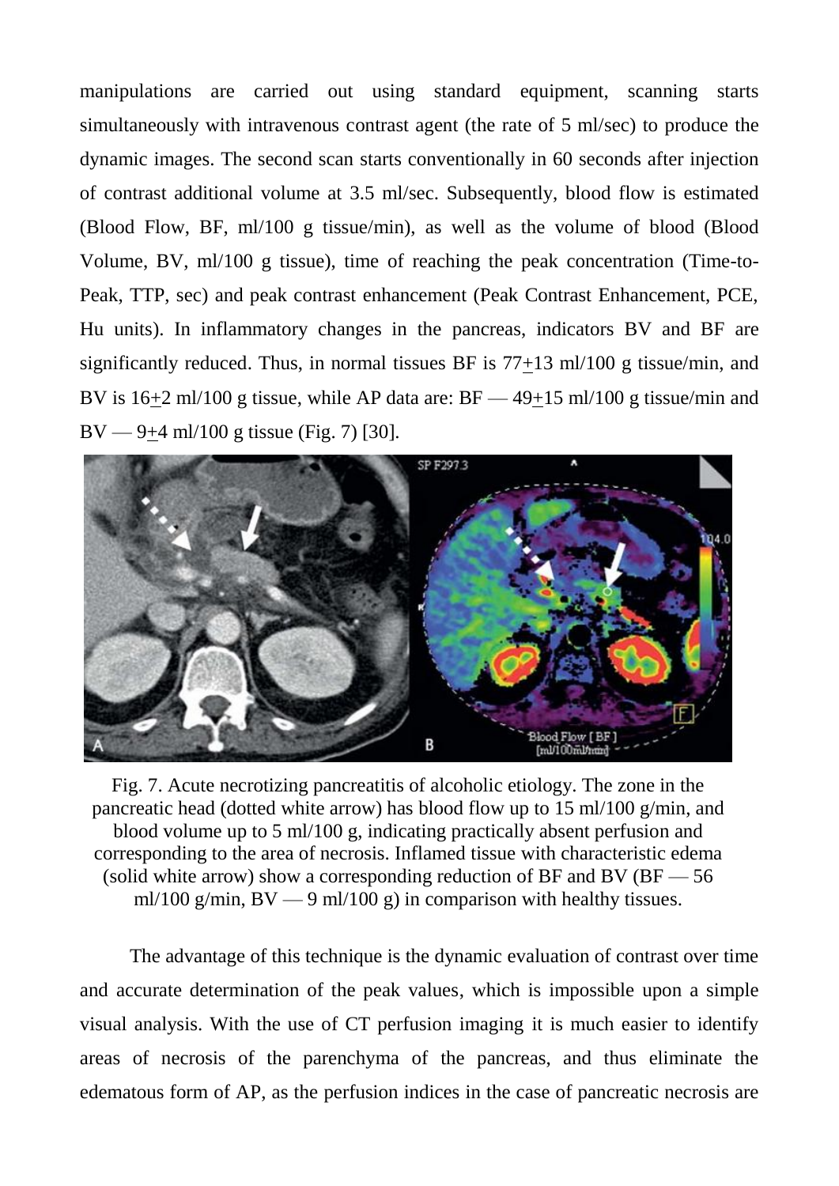manipulations are carried out using standard equipment, scanning starts simultaneously with intravenous contrast agent (the rate of 5 ml/sec) to produce the dynamic images. The second scan starts conventionally in 60 seconds after injection of contrast additional volume at 3.5 ml/sec. Subsequently, blood flow is estimated (Blood Flow, BF, ml/100 g tissue/min), as well as the volume of blood (Blood Volume, BV, ml/100 g tissue), time of reaching the peak concentration (Time-to-Peak, TTP, sec) and peak contrast enhancement (Peak Contrast Enhancement, PCE, Hu units). In inflammatory changes in the pancreas, indicators BV and BF are significantly reduced. Thus, in normal tissues BF is 77±13 ml/100 g tissue/min, and BV is 16±2 ml/100 g tissue, while AP data are: BF — 49±15 ml/100 g tissue/min and BV — 9±4 ml/100 g tissue (Fig. 7) [30].

Fig. 7. Acute necrotizing pancreatitis of alcoholic etiology. The zone in the pancreatic head (dotted white arrow) has blood flow up to 15 ml/100 g/min, and blood volume up to 5 ml/100 g, indicating practically absent perfusion and corresponding to the area of necrosis. Inflamed tissue with characteristic edema (solid white arrow) show a corresponding reduction of BF and BV (BF — 56 ml/100 g/min, BV — 9 ml/100 g) in comparison with healthy tissues.

The advantage of this technique is the dynamic evaluation of contrast over time and accurate determination of the peak values, which is impossible upon a simple visual analysis. With the use of CT perfusion imaging it is much easier to identify areas of necrosis of the parenchyma of the pancreas, and thus eliminate the edematous form of AP, as the perfusion indices in the case of pancreatic necrosis are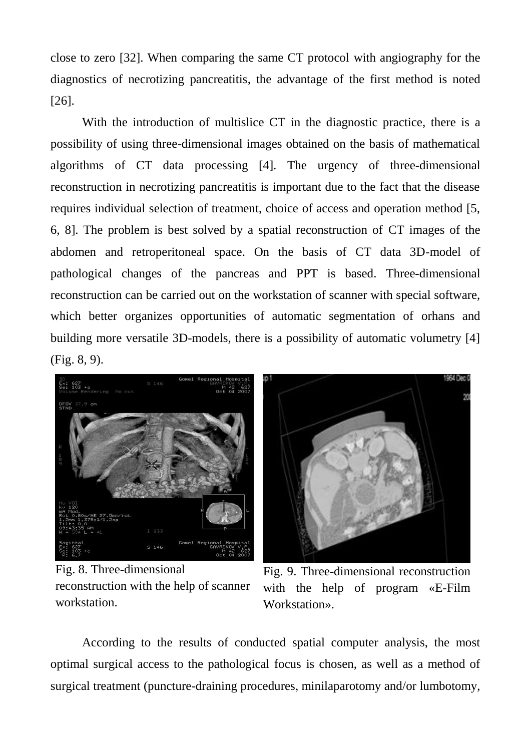close to zero [32]. When comparing the same CT protocol with angiography for the diagnostics of necrotizing pancreatitis, the advantage of the first method is noted [26].

With the introduction of multislice CT in the diagnostic practice, there is a possibility of using three-dimensional images obtained on the basis of mathematical algorithms of CT data processing [4]. The urgency of three-dimensional reconstruction in necrotizing pancreatitis is important due to the fact that the disease requires individual selection of treatment, choice of access and operation method [5, 6, 8]. The problem is best solved by a spatial reconstruction of CT images of the abdomen and retroperitoneal space. On the basis of CT data 3D-model of pathological changes of the pancreas and PPT is based. Three-dimensional reconstruction can be carried out on the workstation of scanner with special software, which better organizes opportunities of automatic segmentation of orhans and building more versatile 3D-models, there is a possibility of automatic volumetry [4] (Fig. 8, 9).

Fig. 8. Three-dimensional reconstruction with the help of scanner workstation.

Fig. 9. Three-dimensional reconstruction with the help of program «E-Film Workstation».

According to the results of conducted spatial computer analysis, the most optimal surgical access to the pathological focus is chosen, as well as a method of surgical treatment (puncture-draining procedures, minilaparotomy and/or lumbotomy,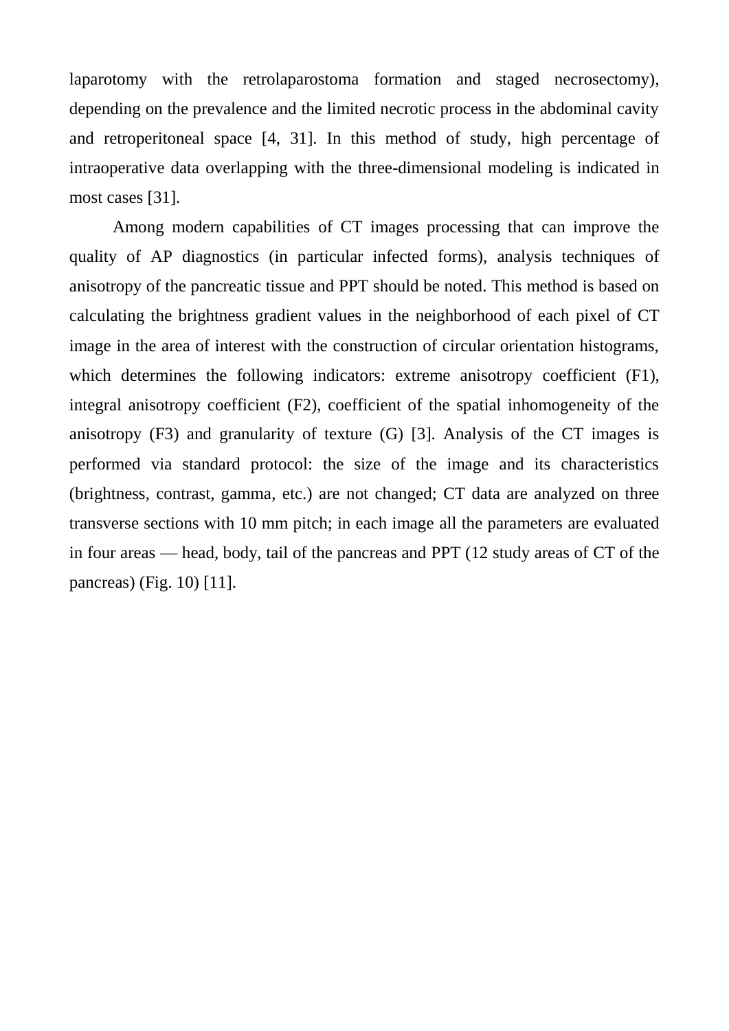laparotomy with the retrolaparostoma formation and staged necrosectomy), depending on the prevalence and the limited necrotic process in the abdominal cavity and retroperitoneal space [4, 31]. In this method of study, high percentage of intraoperative data overlapping with the three-dimensional modeling is indicated in most cases [31].

Among modern capabilities of CT images processing that can improve the quality of AP diagnostics (in particular infected forms), analysis techniques of anisotropy of the pancreatic tissue and PPT should be noted. This method is based on calculating the brightness gradient values in the neighborhood of each pixel of CT image in the area of interest with the construction of circular orientation histograms, which determines the following indicators: extreme anisotropy coefficient (F1), integral anisotropy coefficient (F2), coefficient of the spatial inhomogeneity of the anisotropy (F3) and granularity of texture (G) [3]. Analysis of the CT images is performed via standard protocol: the size of the image and its characteristics (brightness, contrast, gamma, etc.) are not changed; CT data are analyzed on three transverse sections with 10 mm pitch; in each image all the parameters are evaluated in four areas — head, body, tail of the pancreas and PPT (12 study areas of CT of the pancreas) (Fig. 10) [11].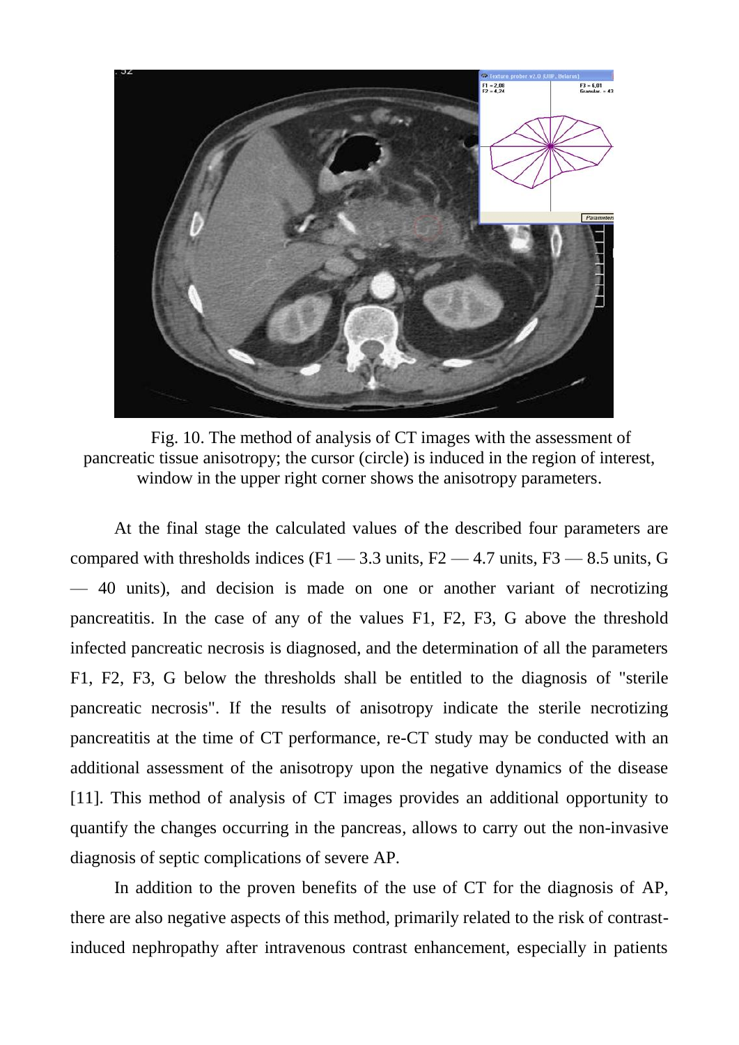Fig. 10. The method of analysis of CT images with the assessment of pancreatic tissue anisotropy; the cursor (circle) is induced in the region of interest, window in the upper right corner shows the anisotropy parameters.

At the final stage the calculated values of the described four parameters are compared with thresholds indices (F1 — 3.3 units, F2 — 4.7 units, F3 — 8.5 units, G — 40 units), and decision is made on one or another variant of necrotizing pancreatitis. In the case of any of the values F1, F2, F3, G above the threshold infected pancreatic necrosis is diagnosed, and the determination of all the parameters F1, F2, F3, G below the thresholds shall be entitled to the diagnosis of "sterile pancreatic necrosis". If the results of anisotropy indicate the sterile necrotizing pancreatitis at the time of CT performance, re-CT study may be conducted with an additional assessment of the anisotropy upon the negative dynamics of the disease [11]. This method of analysis of CT images provides an additional opportunity to quantify the changes occurring in the pancreas, allows to carry out the non-invasive diagnosis of septic complications of severe AP.

In addition to the proven benefits of the use of CT for the diagnosis of AP, there are also negative aspects of this method, primarily related to the risk of contrast-induced nephropathy after intravenous contrast enhancement, especially in patients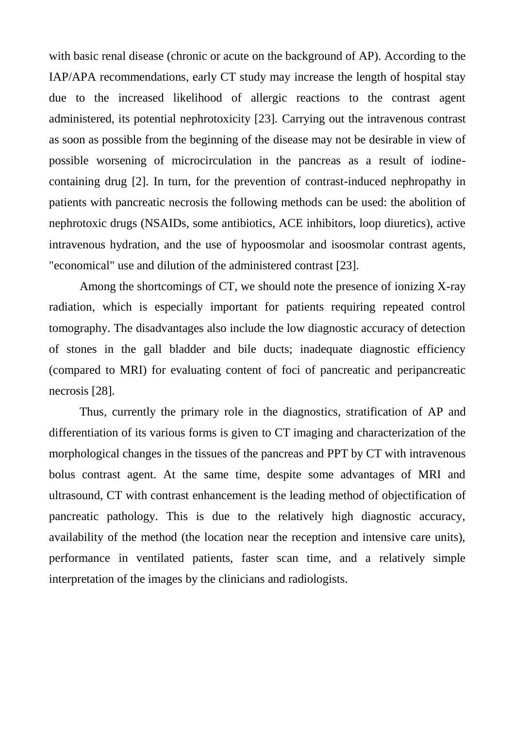with basic renal disease (chronic or acute on the background of AP). According to the IAP/APA recommendations, early CT study may increase the length of hospital stay due to the increased likelihood of allergic reactions to the contrast agent administered, its potential nephrotoxicity [23]. Carrying out the intravenous contrast as soon as possible from the beginning of the disease may not be desirable in view of possible worsening of microcirculation in the pancreas as a result of iodine-containing drug [2]. In turn, for the prevention of contrast-induced nephropathy in patients with pancreatic necrosis the following methods can be used: the abolition of nephrotoxic drugs (NSAIDs, some antibiotics, ACE inhibitors, loop diuretics), active intravenous hydration, and the use of hypoosmolar and isoosmolar contrast agents, "economical" use and dilution of the administered contrast [23].

Among the shortcomings of CT, we should note the presence of ionizing X-ray radiation, which is especially important for patients requiring repeated control tomography. The disadvantages also include the low diagnostic accuracy of detection of stones in the gall bladder and bile ducts; inadequate diagnostic efficiency (compared to MRI) for evaluating content of foci of pancreatic and peripancreatic necrosis [28].

Thus, currently the primary role in the diagnostics, stratification of AP and differentiation of its various forms is given to CT imaging and characterization of the morphological changes in the tissues of the pancreas and PPT by CT with intravenous bolus contrast agent. At the same time, despite some advantages of MRI and ultrasound, CT with contrast enhancement is the leading method of objectification of pancreatic pathology. This is due to the relatively high diagnostic accuracy, availability of the method (the location near the reception and intensive care units), performance in ventilated patients, faster scan time, and a relatively simple interpretation of the images by the clinicians and radiologists.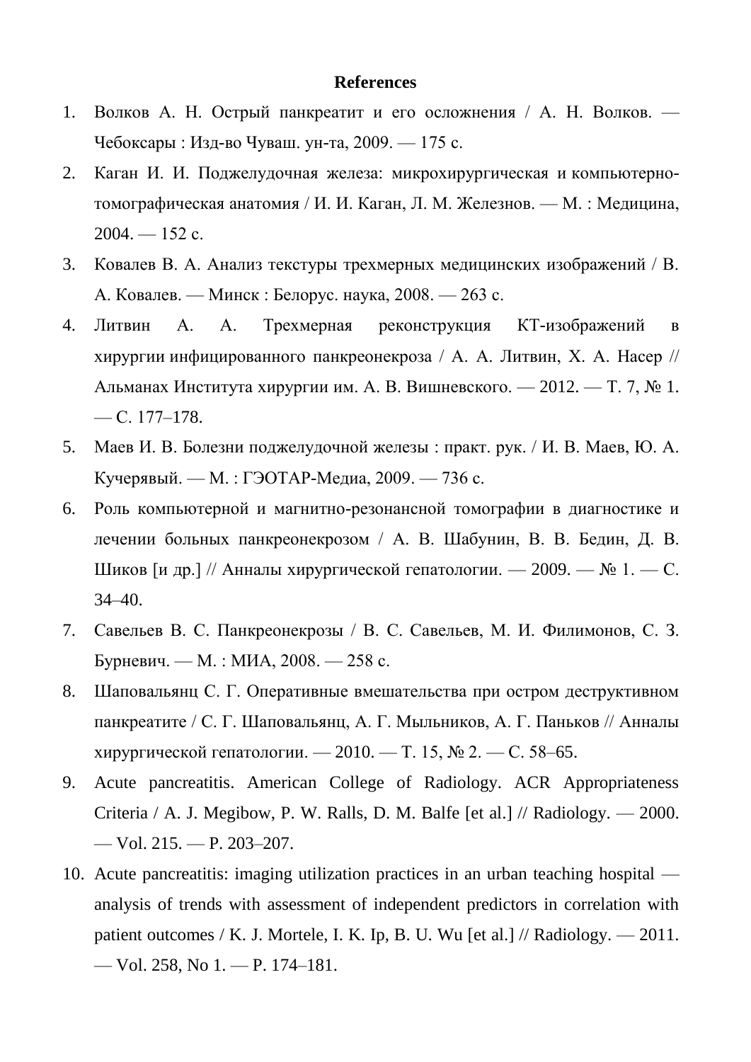**References**

1. Волков А. Н. Острый панкреатит и его осложнения / А. Н. Волков. — Чебоксары : Изд-во Чуваш. ун-та, 2009. — 175 с.
2. Каган И. И. Поджелудочная железа: микрохирургическая и компьютерно-томографическая анатомия / И. И. Каган, Л. М. Железнов. — М. : Медицина, 2004. — 152 с.
3. Ковалев В. А. Анализ текстуры трехмерных медицинских изображений / В. А. Ковалев. — Минск : Белорус. наука, 2008. — 263 с.
4. Литвин А. А. Трехмерная реконструкция КТ-изображений в хирургии инфицированного панкреонекроза / А. А. Литвин, Х. А. Насер // Альманах Института хирургии им. А. В. Вишневского. — 2012. — Т. 7, № 1. — С. 177–178.
5. Маев И. В. Болезни поджелудочной железы : практ. рук. / И. В. Маев, Ю. А. Кучерявый. — М. : ГЭОТАР-Медиа, 2009. — 736 с.
6. Роль компьютерной и магнитно-резонансной томографии в диагностике и лечении больных панкреонекрозом / А. В. Шабунин, В. В. Бедин, Д. В. Шиков [и др.] // Анналы хирургической гепатологии. — 2009. — № 1. — С. 34–40.
7. Савельев В. С. Панкреонекрозы / В. С. Савельев, М. И. Филимонов, С. З. Бурневич. — М. : МИА, 2008. — 258 с.
8. Шаповальянц С. Г. Оперативные вмешательства при остром деструктивном панкреатите / С. Г. Шаповальянц, А. Г. Мыльников, А. Г. Паньков // Анналы хирургической гепатологии. — 2010. — Т. 15, № 2. — С. 58–65.
9. Acute pancreatitis. American College of Radiology. ACR Appropriateness Criteria / A. J. Megibow, P. W. Ralls, D. M. Balfe [et al.] // Radiology. — 2000. — Vol. 215. — P. 203–207.
10. Acute pancreatitis: imaging utilization practices in an urban teaching hospital — analysis of trends with assessment of independent predictors in correlation with patient outcomes / K. J. Mortele, I. K. Ip, B. U. Wu [et al.] // Radiology. — 2011. — Vol. 258, No 1. — P. 174–181.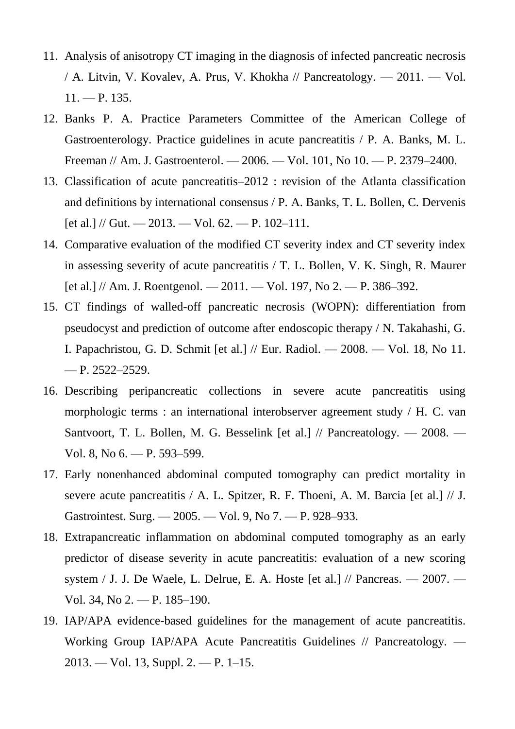11. Analysis of anisotropy CT imaging in the diagnosis of infected pancreatic necrosis / A. Litvin, V. Kovalev, A. Prus, V. Khokha // Pancreatology. — 2011. — Vol. 11. — P. 135.
12. Banks P. A. Practice Parameters Committee of the American College of Gastroenterology. Practice guidelines in acute pancreatitis / P. A. Banks, M. L. Freeman // Am. J. Gastroenterol. — 2006. — Vol. 101, No 10. — P. 2379–2400.
13. Classification of acute pancreatitis–2012 : revision of the Atlanta classification and definitions by international consensus / P. A. Banks, T. L. Bollen, C. Dervenis [et al.] // Gut. — 2013. — Vol. 62. — P. 102–111.
14. Comparative evaluation of the modified CT severity index and CT severity index in assessing severity of acute pancreatitis / T. L. Bollen, V. K. Singh, R. Maurer [et al.] // Am. J. Roentgenol. — 2011. — Vol. 197, No 2. — P. 386–392.
15. CT findings of walled-off pancreatic necrosis (WOPN): differentiation from pseudocyst and prediction of outcome after endoscopic therapy / N. Takahashi, G. I. Papachristou, G. D. Schmit [et al.] // Eur. Radiol. — 2008. — Vol. 18, No 11. — P. 2522–2529.
16. Describing peripancreatic collections in severe acute pancreatitis using morphologic terms : an international interobserver agreement study / H. C. van Santvoort, T. L. Bollen, M. G. Besselink [et al.] // Pancreatology. — 2008. — Vol. 8, No 6. — P. 593–599.
17. Early nonenhanced abdominal computed tomography can predict mortality in severe acute pancreatitis / A. L. Spitzer, R. F. Thoeni, A. M. Barcia [et al.] // J. Gastrointest. Surg. — 2005. — Vol. 9, No 7. — P. 928–933.
18. Extrapancreatic inflammation on abdominal computed tomography as an early predictor of disease severity in acute pancreatitis: evaluation of a new scoring system / J. J. De Waele, L. Delrue, E. A. Hoste [et al.] // Pancreas. — 2007. — Vol. 34, No 2. — P. 185–190.
19. IAP/APA evidence-based guidelines for the management of acute pancreatitis. Working Group IAP/APA Acute Pancreatitis Guidelines // Pancreatology. — 2013. — Vol. 13, Suppl. 2. — P. 1–15.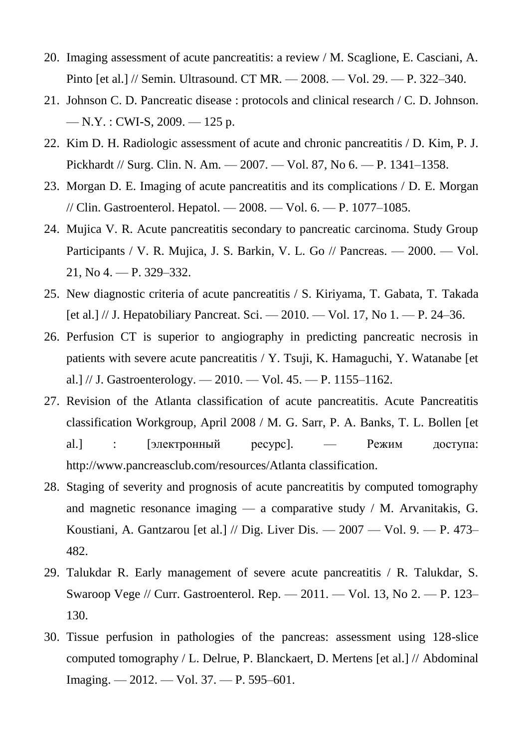20. Imaging assessment of acute pancreatitis: a review / M. Scaglione, E. Casciani, A. Pinto [et al.] // Semin. Ultrasound. CT MR. — 2008. — Vol. 29. — P. 322–340.
21. Johnson C. D. Pancreatic disease : protocols and clinical research / C. D. Johnson. — N.Y. : CWI-S, 2009. — 125 p.
22. Kim D. H. Radiologic assessment of acute and chronic pancreatitis / D. Kim, P. J. Pickhardt // Surg. Clin. N. Am. — 2007. — Vol. 87, No 6. — P. 1341–1358.
23. Morgan D. E. Imaging of acute pancreatitis and its complications / D. E. Morgan // Clin. Gastroenterol. Hepatol. — 2008. — Vol. 6. — P. 1077–1085.
24. Mujica V. R. Acute pancreatitis secondary to pancreatic carcinoma. Study Group Participants / V. R. Mujica, J. S. Barkin, V. L. Go // Pancreas. — 2000. — Vol. 21, No 4. — P. 329–332.
25. New diagnostic criteria of acute pancreatitis / S. Kiriyama, T. Gabata, T. Takada [et al.] // J. Hepatobiliary Pancreat. Sci. — 2010. — Vol. 17, No 1. — P. 24–36.
26. Perfusion CT is superior to angiography in predicting pancreatic necrosis in patients with severe acute pancreatitis / Y. Tsuji, K. Hamaguchi, Y. Watanabe [et al.] // J. Gastroenterology. — 2010. — Vol. 45. — P. 1155–1162.
27. Revision of the Atlanta classification of acute pancreatitis. Acute Pancreatitis classification Workgroup, April 2008 / M. G. Sarr, P. A. Banks, T. L. Bollen [et al.] : [электронный ресурс]. — Режим доступа: http://www.pancreasclub.com/resources/Atlanta classification.
28. Staging of severity and prognosis of acute pancreatitis by computed tomography and magnetic resonance imaging — a comparative study / M. Arvanitakis, G. Koustiani, A. Gantzarou [et al.] // Dig. Liver Dis. — 2007 — Vol. 9. — P. 473–482.
29. Talukdar R. Early management of severe acute pancreatitis / R. Talukdar, S. Swaroop Vege // Curr. Gastroenterol. Rep. — 2011. — Vol. 13, No 2. — P. 123–130.
30. Tissue perfusion in pathologies of the pancreas: assessment using 128-slice computed tomography / L. Delrue, P. Blanckaert, D. Mertens [et al.] // Abdominal Imaging. — 2012. — Vol. 37. — P. 595–601.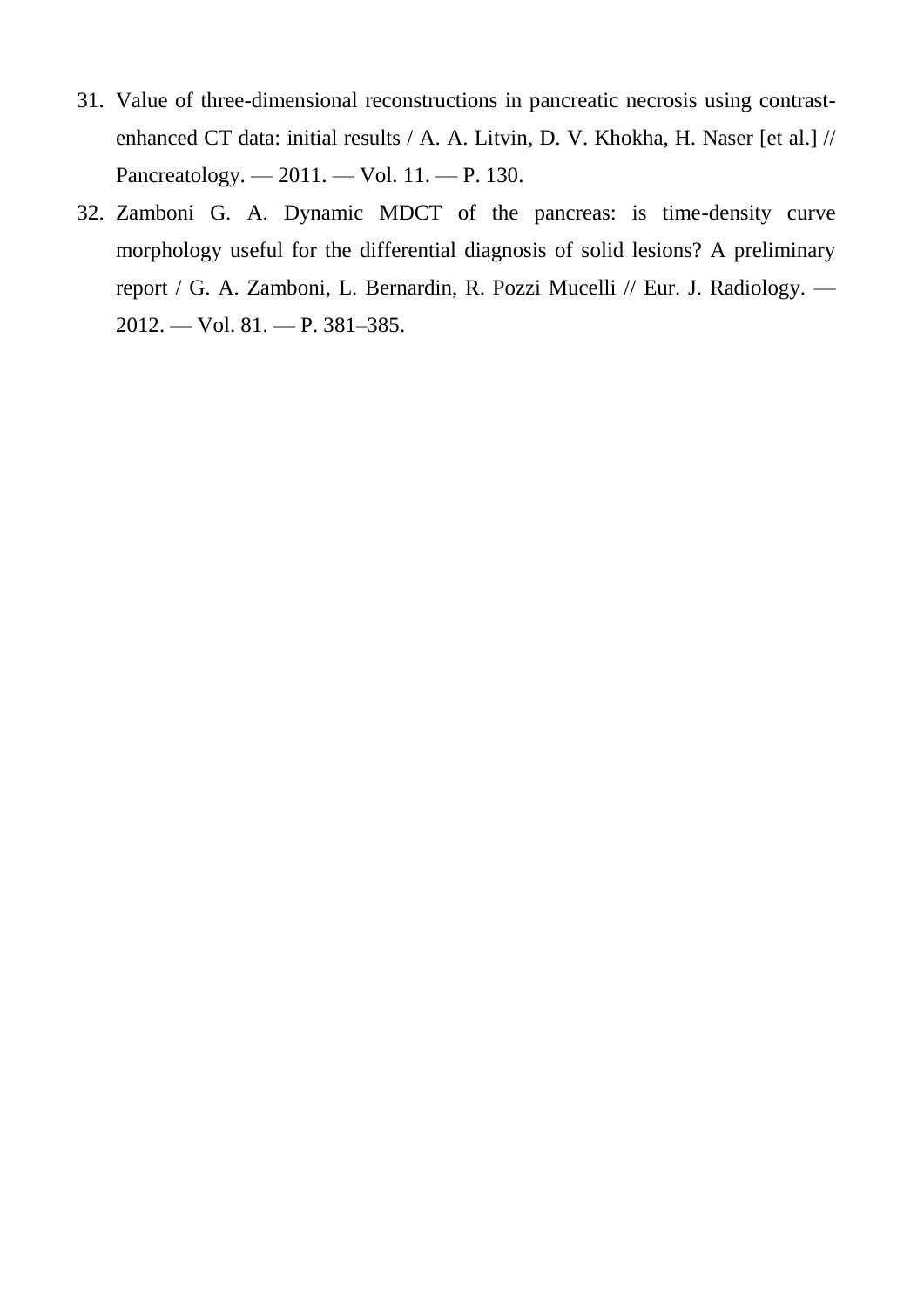31. Value of three-dimensional reconstructions in pancreatic necrosis using contrast-enhanced CT data: initial results / A. A. Litvin, D. V. Khokha, H. Naser [et al.] // Pancreatology. — 2011. — Vol. 11. — P. 130.
32. Zamboni G. A. Dynamic MDCT of the pancreas: is time-density curve morphology useful for the differential diagnosis of solid lesions? A preliminary report / G. A. Zamboni, L. Bernardin, R. Pozzi Mucelli // Eur. J. Radiology. — 2012. — Vol. 81. — P. 381–385.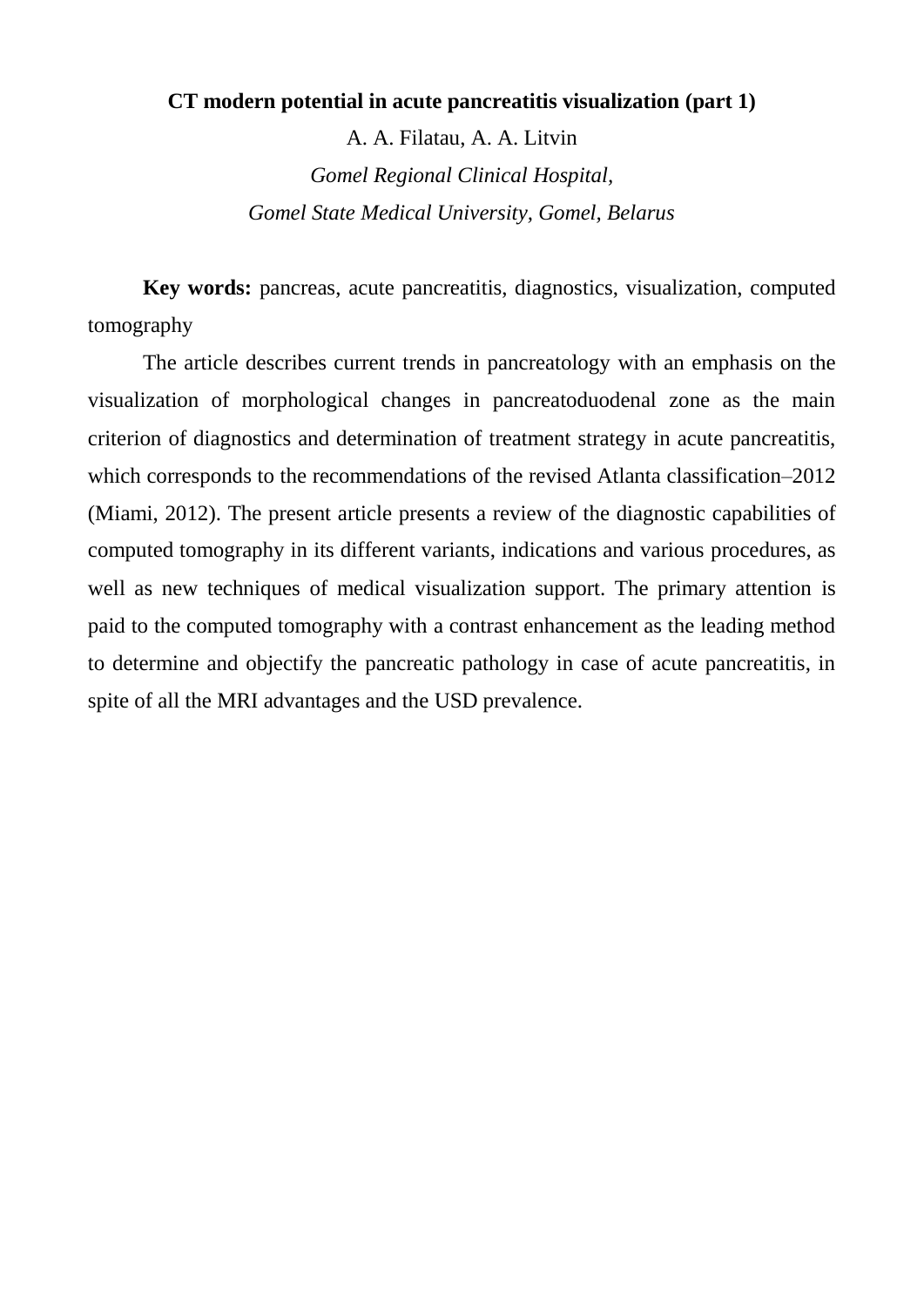**CT modern potential in acute pancreatitis visualization (part 1)**

A. A. Filatau, A. A. Litvin

*Gomel Regional Clinical Hospital,*

*Gomel State Medical University, Gomel, Belarus*

**Key words:** pancreas, acute pancreatitis, diagnostics, visualization, computed tomography

The article describes current trends in pancreatology with an emphasis on the visualization of morphological changes in pancreatoduodenal zone as the main criterion of diagnostics and determination of treatment strategy in acute pancreatitis, which corresponds to the recommendations of the revised Atlanta classification–2012 (Miami, 2012). The present article presents a review of the diagnostic capabilities of computed tomography in its different variants, indications and various procedures, as well as new techniques of medical visualization support. The primary attention is paid to the computed tomography with a contrast enhancement as the leading method to determine and objectify the pancreatic pathology in case of acute pancreatitis, in spite of all the MRI advantages and the USD prevalence.